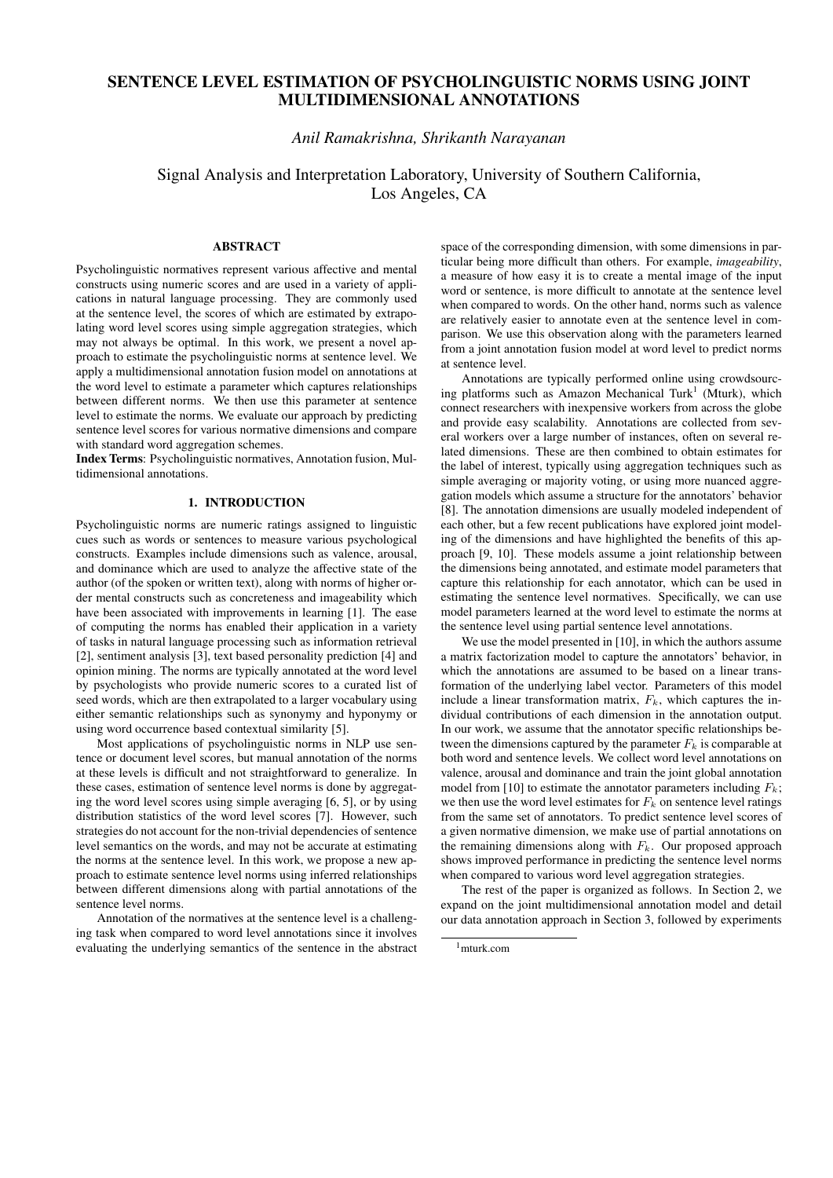# SENTENCE LEVEL ESTIMATION OF PSYCHOLINGUISTIC NORMS USING JOINT MULTIDIMENSIONAL ANNOTATIONS

*Anil Ramakrishna, Shrikanth Narayanan*

Signal Analysis and Interpretation Laboratory, University of Southern California, Los Angeles, CA

## ABSTRACT

Psycholinguistic normatives represent various affective and mental constructs using numeric scores and are used in a variety of applications in natural language processing. They are commonly used at the sentence level, the scores of which are estimated by extrapolating word level scores using simple aggregation strategies, which may not always be optimal. In this work, we present a novel approach to estimate the psycholinguistic norms at sentence level. We apply a multidimensional annotation fusion model on annotations at the word level to estimate a parameter which captures relationships between different norms. We then use this parameter at sentence level to estimate the norms. We evaluate our approach by predicting sentence level scores for various normative dimensions and compare with standard word aggregation schemes.

**Index Terms**: Psycholinguistic normatives, Annotation fusion, Multidimensional annotations.

## 1. INTRODUCTION

Psycholinguistic norms are numeric ratings assigned to linguistic cues such as words or sentences to measure various psychological constructs. Examples include dimensions such as valence, arousal, and dominance which are used to analyze the affective state of the author (of the spoken or written text), along with norms of higher order mental constructs such as concreteness and imageability which have been associated with improvements in learning [1]. The ease of computing the norms has enabled their application in a variety of tasks in natural language processing such as information retrieval [2], sentiment analysis [3], text based personality prediction [4] and opinion mining. The norms are typically annotated at the word level by psychologists who provide numeric scores to a curated list of seed words, which are then extrapolated to a larger vocabulary using either semantic relationships such as synonymy and hyponymy or using word occurrence based contextual similarity [5].

Most applications of psycholinguistic norms in NLP use sentence or document level scores, but manual annotation of the norms at these levels is difficult and not straightforward to generalize. In these cases, estimation of sentence level norms is done by aggregating the word level scores using simple averaging [6, 5], or by using distribution statistics of the word level scores [7]. However, such strategies do not account for the non-trivial dependencies of sentence level semantics on the words, and may not be accurate at estimating the norms at the sentence level. In this work, we propose a new approach to estimate sentence level norms using inferred relationships between different dimensions along with partial annotations of the sentence level norms.

Annotation of the normatives at the sentence level is a challenging task when compared to word level annotations since it involves evaluating the underlying semantics of the sentence in the abstract space of the corresponding dimension, with some dimensions in particular being more difficult than others. For example, *imageability*, a measure of how easy it is to create a mental image of the input word or sentence, is more difficult to annotate at the sentence level when compared to words. On the other hand, norms such as valence are relatively easier to annotate even at the sentence level in comparison. We use this observation along with the parameters learned from a joint annotation fusion model at word level to predict norms at sentence level.

Annotations are typically performed online using crowdsourcing platforms such as Amazon Mechanical Turk[1] (Mturk), which connect researchers with inexpensive workers from across the globe and provide easy scalability. Annotations are collected from several workers over a large number of instances, often on several related dimensions. These are then combined to obtain estimates for the label of interest, typically using aggregation techniques such as simple averaging or majority voting, or using more nuanced aggregation models which assume a structure for the annotators' behavior [8]. The annotation dimensions are usually modeled independent of each other, but a few recent publications have explored joint modeling of the dimensions and have highlighted the benefits of this approach [9, 10]. These models assume a joint relationship between the dimensions being annotated, and estimate model parameters that capture this relationship for each annotator, which can be used in estimating the sentence level normatives. Specifically, we can use model parameters learned at the word level to estimate the norms at the sentence level using partial sentence level annotations.

We use the model presented in [10], in which the authors assume a matrix factorization model to capture the annotators' behavior, in which the annotations are assumed to be based on a linear transformation of the underlying label vector. Parameters of this model include a linear transformation matrix, $F_k$, which captures the individual contributions of each dimension in the annotation output. In our work, we assume that the annotator specific relationships between the dimensions captured by the parameter $F_k$ is comparable at both word and sentence levels. We collect word level annotations on valence, arousal and dominance and train the joint global annotation model from [10] to estimate the annotator parameters including $F_k$; we then use the word level estimates for $F_k$ on sentence level ratings from the same set of annotators. To predict sentence level scores of a given normative dimension, we make use of partial annotations on the remaining dimensions along with $F_k$. Our proposed approach shows improved performance in predicting the sentence level norms when compared to various word level aggregation strategies.

The rest of the paper is organized as follows. In Section 2, we expand on the joint multidimensional annotation model and detail our data annotation approach in Section 3, followed by experiments

[1] mturk.com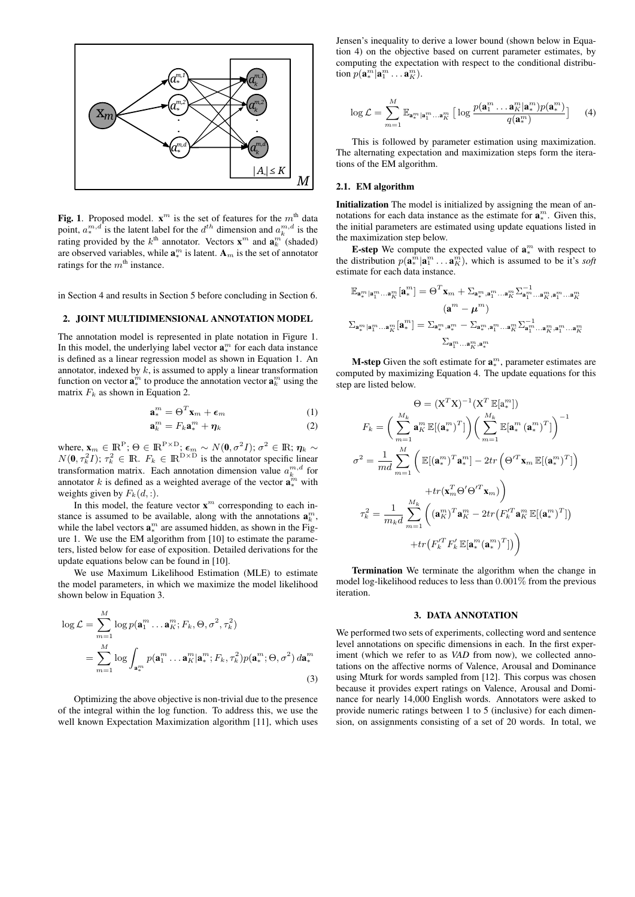**Fig. 1**. Proposed model. $\mathbf{x}^m$ is the set of features for the $m^{\text{th}}$ data point, $a_*^{m,d}$ is the latent label for the $d^{th}$ dimension and $a_k^{m,d}$ is the rating provided by the $k^{\text{th}}$ annotator. Vectors $\mathbf{x}^m$ and $\mathbf{a}_k^m$ (shaded) are observed variables, while $\mathbf{a}_*^m$ is latent. $\mathbf{A}_m$ is the set of annotator ratings for the $m^{\text{th}}$ instance.

in Section 4 and results in Section 5 before concluding in Section 6.

## 2. JOINT MULTIDIMENSIONAL ANNOTATION MODEL

The annotation model is represented in plate notation in Figure 1. In this model, the underlying label vector $\mathbf{a}_*^m$ for each data instance is defined as a linear regression model as shown in Equation 1. An annotator, indexed by $k$, is assumed to apply a linear transformation function on vector $\mathbf{a}_*^m$ to produce the annotation vector $\mathbf{a}_k^m$ using the matrix $F_k$ as shown in Equation 2.

$$\mathbf{a}_*^m = \Theta^T \mathbf{x}_m + \boldsymbol{\epsilon}_m \tag{1}$$

$$\mathbf{a}_k^m = F_k \mathbf{a}_*^m + \boldsymbol{\eta}_k \tag{2}$$

where, $\mathbf{x}_m \in \mathbb{R}^{\text{P}}$; $\Theta \in \mathbb{R}^{\text{P}\times\text{D}}$; $\boldsymbol{\epsilon}_m \sim N(\mathbf{0}, \sigma^2 I)$; $\sigma^2 \in \mathbb{R}$; $\boldsymbol{\eta}_k \sim N(\mathbf{0}, \tau_k^2 I)$; $\tau_k^2 \in \mathbb{R}$. $F_k \in \mathbb{R}^{\text{D}\times\text{D}}$ is the annotator specific linear transformation matrix. Each annotation dimension value $a_k^{m,d}$ for annotator $k$ is defined as a weighted average of the vector $\mathbf{a}_*^m$ with weights given by $F_k(d,:)$.

In this model, the feature vector $\mathbf{x}^m$ corresponding to each instance is assumed to be available, along with the annotations $\mathbf{a}_k^m$, while the label vectors $\mathbf{a}_*^m$ are assumed hidden, as shown in the Figure 1. We use the EM algorithm from [10] to estimate the parameters, listed below for ease of exposition. Detailed derivations for the update equations below can be found in [10].

We use Maximum Likelihood Estimation (MLE) to estimate the model parameters, in which we maximize the model likelihood shown below in Equation 3.

$$\begin{aligned}
\log \mathcal{L} &= \sum_{m=1}^{M} \log p(\mathbf{a}_1^m \dots \mathbf{a}_K^m; F_k, \Theta, \sigma^2, \tau_k^2) \\
&= \sum_{m=1}^{M} \log \int_{\mathbf{a}_*^m} p(\mathbf{a}_1^m \dots \mathbf{a}_K^m | \mathbf{a}_*^m; F_k, \tau_k^2) p(\mathbf{a}_*^m; \Theta, \sigma^2)\, d\mathbf{a}_*^m
\end{aligned} \tag{3}$$

Optimizing the above objective is non-trivial due to the presence of the integral within the log function. To address this, we use the well known Expectation Maximization algorithm [11], which uses Jensen's inequality to derive a lower bound (shown below in Equation 4) on the objective based on current parameter estimates, by computing the expectation with respect to the conditional distribution $p(\mathbf{a}_*^m | \mathbf{a}_1^m \dots \mathbf{a}_K^m)$.

$$\log \mathcal{L} = \sum_{m=1}^{M} \mathbb{E}_{\mathbf{a}_*^m | \mathbf{a}_1^m \dots \mathbf{a}_K^m} \big[ \log \frac{p(\mathbf{a}_1^m \dots \mathbf{a}_K^m | \mathbf{a}_*^m) p(\mathbf{a}_*^m)}{q(\mathbf{a}_*^m)} \big] \tag{4}$$

This is followed by parameter estimation using maximization. The alternating expectation and maximization steps form the iterations of the EM algorithm.

### 2.1. EM algorithm

**Initialization** The model is initialized by assigning the mean of annotations for each data instance as the estimate for $\mathbf{a}_*^m$. Given this, the initial parameters are estimated using update equations listed in the maximization step below.

**E-step** We compute the expected value of $\mathbf{a}_*^m$ with respect to the distribution $p(\mathbf{a}_*^m | \mathbf{a}_1^m \dots \mathbf{a}_K^m)$, which is assumed to be it's *soft* estimate for each data instance.

$$\mathbb{E}_{\mathbf{a}_*^m | \mathbf{a}_1^m \dots \mathbf{a}_K^m}[\mathbf{a}_*^m] = \Theta^T \mathbf{x}_m + \Sigma_{\mathbf{a}_*^m, \mathbf{a}_1^m \dots \mathbf{a}_K^m} \Sigma^{-1}_{\mathbf{a}_1^m \dots \mathbf{a}_K^m, \mathbf{a}_1^m \dots \mathbf{a}_K^m} (\mathbf{a}^m - \boldsymbol{\mu}^m)$$

$$\Sigma_{\mathbf{a}_*^m | \mathbf{a}_1^m \dots \mathbf{a}_K^m}[\mathbf{a}_*^m] = \Sigma_{\mathbf{a}_*^m, \mathbf{a}_*^m} - \Sigma_{\mathbf{a}_*^m, \mathbf{a}_1^m \dots \mathbf{a}_K^m} \Sigma^{-1}_{\mathbf{a}_1^m \dots \mathbf{a}_K^m, \mathbf{a}_1^m \dots \mathbf{a}_K^m} \Sigma_{\mathbf{a}_1^m \dots \mathbf{a}_K^m, \mathbf{a}_*^m}$$

**M-step** Given the soft estimate for $\mathbf{a}_*^m$, parameter estimates are computed by maximizing Equation 4. The update equations for this step are listed below.

$$\Theta = (\mathrm{X}^T \mathrm{X})^{-1} (\mathrm{X}^T\, \mathbb{E}[\mathbf{a}_*^m])$$

$$F_k = \Big( \sum_{m=1}^{M_k} \mathbf{a}_K^m\, \mathbb{E}[(\mathbf{a}_*^m)^T] \Big) \Big( \sum_{m=1}^{M_k} \mathbb{E}[\mathbf{a}_*^m\, (\mathbf{a}_*^m)^T] \Big)^{-1}$$

$$\sigma^2 = \frac{1}{md} \sum_{m=1}^{M} \bigg( \mathbb{E}[(\mathbf{a}_*^m)^T \mathbf{a}_*^m] - 2tr\Big(\Theta'^T \mathbf{x}_m\, \mathbb{E}[(\mathbf{a}_*^m)^T]\Big) + tr(\mathbf{x}_m^T \Theta' \Theta'^T \mathbf{x}_m) \bigg)$$

$$\tau_k^2 = \frac{1}{m_k d} \sum_{m=1}^{M_k} \bigg( (\mathbf{a}_K^m)^T \mathbf{a}_K^m - 2tr\big(F_k'^T \mathbf{a}_K^m\, \mathbb{E}[(\mathbf{a}_*^m)^T]\big) + tr\big(F_k'^T F_k'\, \mathbb{E}[\mathbf{a}_*^m (\mathbf{a}_*^m)^T]\big) \bigg)$$

**Termination** We terminate the algorithm when the change in model log-likelihood reduces to less than $0.001\%$ from the previous iteration.

## 3. DATA ANNOTATION

We performed two sets of experiments, collecting word and sentence level annotations on specific dimensions in each. In the first experiment (which we refer to as *VAD* from now), we collected annotations on the affective norms of Valence, Arousal and Dominance using Mturk for words sampled from [12]. This corpus was chosen because it provides expert ratings on Valence, Arousal and Dominance for nearly 14,000 English words. Annotators were asked to provide numeric ratings between 1 to 5 (inclusive) for each dimension, on assignments consisting of a set of 20 words. In total, we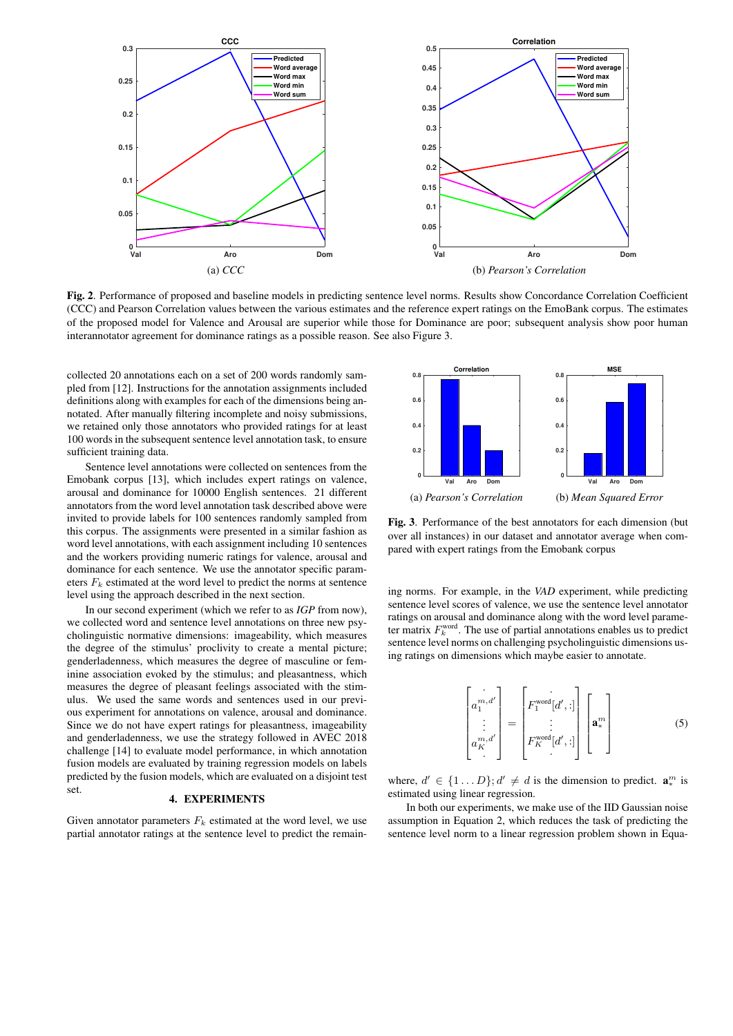CCC

0.3
0.25
0.2
0.15
0.1
0.05
0

Val
Aro
Dom

Predicted
Word average
Word max
Word min
Word sum

(a) *CCC*

Correlation

0.5
0.45
0.4
0.35
0.3
0.25
0.2
0.15
0.1
0.05
0

Val
Aro
Dom

Predicted
Word average
Word max
Word min
Word sum

(b) *Pearson's Correlation*

**Fig. 2**. Performance of proposed and baseline models in predicting sentence level norms. Results show Concordance Correlation Coefficient (CCC) and Pearson Correlation values between the various estimates and the reference expert ratings on the EmoBank corpus. The estimates of the proposed model for Valence and Arousal are superior while those for Dominance are poor; subsequent analysis show poor human interannotator agreement for dominance ratings as a possible reason. See also Figure 3.

collected 20 annotations each on a set of 200 words randomly sampled from [12]. Instructions for the annotation assignments included definitions along with examples for each of the dimensions being annotated. After manually filtering incomplete and noisy submissions, we retained only those annotators who provided ratings for at least 100 words in the subsequent sentence level annotation task, to ensure sufficient training data.

Sentence level annotations were collected on sentences from the Emobank corpus [13], which includes expert ratings on valence, arousal and dominance for 10000 English sentences. 21 different annotators from the word level annotation task described above were invited to provide labels for 100 sentences randomly sampled from this corpus. The assignments were presented in a similar fashion as word level annotations, with each assignment including 10 sentences and the workers providing numeric ratings for valence, arousal and dominance for each sentence. We use the annotator specific parameters $F_k$ estimated at the word level to predict the norms at sentence level using the approach described in the next section.

In our second experiment (which we refer to as *IGP* from now), we collected word and sentence level annotations on three new psycholinguistic normative dimensions: imageability, which measures the degree of the stimulus' proclivity to create a mental picture; genderladenness, which measures the degree of masculine or feminine association evoked by the stimulus; and pleasantness, which measures the degree of pleasant feelings associated with the stimulus. We used the same words and sentences used in our previous experiment for annotations on valence, arousal and dominance. Since we do not have expert ratings for pleasantness, imageability and genderladenness, we use the strategy followed in AVEC 2018 challenge [14] to evaluate model performance, in which annotation fusion models are evaluated by training regression models on labels predicted by the fusion models, which are evaluated on a disjoint test set.

## 4. EXPERIMENTS

Given annotator parameters $F_k$ estimated at the word level, we use partial annotator ratings at the sentence level to predict the remaining norms. For example, in the *VAD* experiment, while predicting sentence level scores of valence, we use the sentence level annotator ratings on arousal and dominance along with the word level parameter matrix $F_k^{\text{word}}$. The use of partial annotations enables us to predict sentence level norms on challenging psycholinguistic dimensions using ratings on dimensions which maybe easier to annotate.

Correlation

0.8
0.6
0.4
0.2
0

Val
Aro
Dom

(a) *Pearson's Correlation*

MSE

0.8
0.6
0.4
0.2
0

Val
Aro
Dom

(b) *Mean Squared Error*

**Fig. 3**. Performance of the best annotators for each dimension (but over all instances) in our dataset and annotator average when compared with expert ratings from the Emobank corpus

$$
\begin{bmatrix} \cdot \\ a_1^{m,d'} \\ \vdots \\ a_K^{m,d'} \\ \cdot \end{bmatrix} = \begin{bmatrix} \cdot \\ F_1^{\text{word}}[d',:] \\ \vdots \\ F_K^{\text{word}}[d',:] \\ \cdot \end{bmatrix} \begin{bmatrix} \\ \mathbf{a}_*^m \\ \\ \end{bmatrix} \tag{5}
$$

where, $d' \in \{1 \ldots D\}; d' \neq d$ is the dimension to predict. $\mathbf{a}_*^m$ is estimated using linear regression.

In both our experiments, we make use of the IID Gaussian noise assumption in Equation 2, which reduces the task of predicting the sentence level norm to a linear regression problem shown in Equa-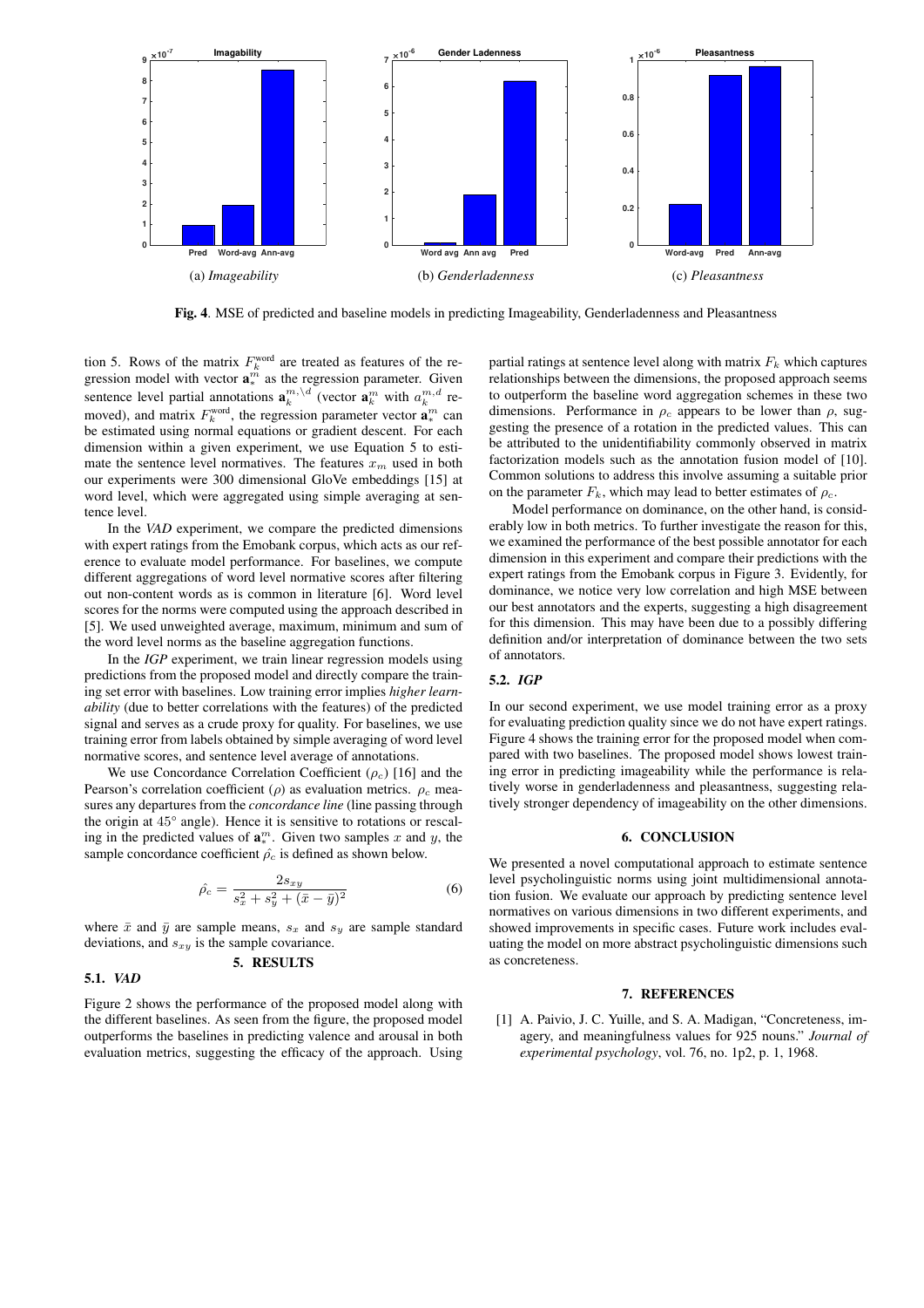Imageability

$\times 10^{-7}$

9
8
7
6
5
4
3
2
1
0

Pred Word-avg Ann-avg

(a) *Imageability*

Gender Ladenness

$\times 10^{-6}$

7
6
5
4
3
2
1
0

Word avg Ann avg Pred

(b) *Genderladenness*

Pleasantness

$\times 10^{-6}$

1
0.8
0.6
0.4
0.2
0

Word-avg Pred Ann-avg

(c) *Pleasantness*

**Fig. 4**. MSE of predicted and baseline models in predicting Imageability, Genderladenness and Pleasantness

tion 5. Rows of the matrix $F_k^{\text{word}}$ are treated as features of the regression model with vector $\mathbf{a}_*^m$ as the regression parameter. Given sentence level partial annotations $\mathbf{a}_k^{m,\setminus d}$ (vector $\mathbf{a}_k^m$ with $a_k^{m,d}$ removed), and matrix $F_k^{\text{word}}$, the regression parameter vector $\mathbf{a}_*^m$ can be estimated using normal equations or gradient descent. For each dimension within a given experiment, we use Equation 5 to estimate the sentence level normatives. The features $x_m$ used in both our experiments were 300 dimensional GloVe embeddings [15] at word level, which were aggregated using simple averaging at sentence level.

In the *VAD* experiment, we compare the predicted dimensions with expert ratings from the Emobank corpus, which acts as our reference to evaluate model performance. For baselines, we compute different aggregations of word level normative scores after filtering out non-content words as is common in literature [6]. Word level scores for the norms were computed using the approach described in [5]. We used unweighted average, maximum, minimum and sum of the word level norms as the baseline aggregation functions.

In the *IGP* experiment, we train linear regression models using predictions from the proposed model and directly compare the training set error with baselines. Low training error implies *higher learnability* (due to better correlations with the features) of the predicted signal and serves as a crude proxy for quality. For baselines, we use training error from labels obtained by simple averaging of word level normative scores, and sentence level average of annotations.

We use Concordance Correlation Coefficient ($\rho_c$) [16] and the Pearson's correlation coefficient ($\rho$) as evaluation metrics. $\rho_c$ measures any departures from the *concordance line* (line passing through the origin at $45^\circ$ angle). Hence it is sensitive to rotations or rescaling in the predicted values of $\mathbf{a}_*^m$. Given two samples $x$ and $y$, the sample concordance coefficient $\hat{\rho_c}$ is defined as shown below.

$$\hat{\rho_c} = \frac{2s_{xy}}{s_x^2 + s_y^2 + (\bar{x} - \bar{y})^2} \tag{6}$$

where $\bar{x}$ and $\bar{y}$ are sample means, $s_x$ and $s_y$ are sample standard deviations, and $s_{xy}$ is the sample covariance.

## 5. RESULTS

### 5.1. *VAD*

Figure 2 shows the performance of the proposed model along with the different baselines. As seen from the figure, the proposed model outperforms the baselines in predicting valence and arousal in both evaluation metrics, suggesting the efficacy of the approach. Using partial ratings at sentence level along with matrix $F_k$ which captures relationships between the dimensions, the proposed approach seems to outperform the baseline word aggregation schemes in these two dimensions. Performance in $\rho_c$ appears to be lower than $\rho$, suggesting the presence of a rotation in the predicted values. This can be attributed to the unidentifiability commonly observed in matrix factorization models such as the annotation fusion model of [10]. Common solutions to address this involve assuming a suitable prior on the parameter $F_k$, which may lead to better estimates of $\rho_c$.

Model performance on dominance, on the other hand, is considerably low in both metrics. To further investigate the reason for this, we examined the performance of the best possible annotator for each dimension in this experiment and compare their predictions with the expert ratings from the Emobank corpus in Figure 3. Evidently, for dominance, we notice very low correlation and high MSE between our best annotators and the experts, suggesting a high disagreement for this dimension. This may have been due to a possibly differing definition and/or interpretation of dominance between the two sets of annotators.

### 5.2. *IGP*

In our second experiment, we use model training error as a proxy for evaluating prediction quality since we do not have expert ratings. Figure 4 shows the training error for the proposed model when compared with two baselines. The proposed model shows lowest training error in predicting imageability while the performance is relatively worse in genderladenness and pleasantness, suggesting relatively stronger dependency of imageability on the other dimensions.

## 6. CONCLUSION

We presented a novel computational approach to estimate sentence level psycholinguistic norms using joint multidimensional annotation fusion. We evaluate our approach by predicting sentence level normatives on various dimensions in two different experiments, and showed improvements in specific cases. Future work includes evaluating the model on more abstract psycholinguistic dimensions such as concreteness.

## 7. REFERENCES

[1] A. Paivio, J. C. Yuille, and S. A. Madigan, "Concreteness, imagery, and meaningfulness values for 925 nouns." *Journal of experimental psychology*, vol. 76, no. 1p2, p. 1, 1968.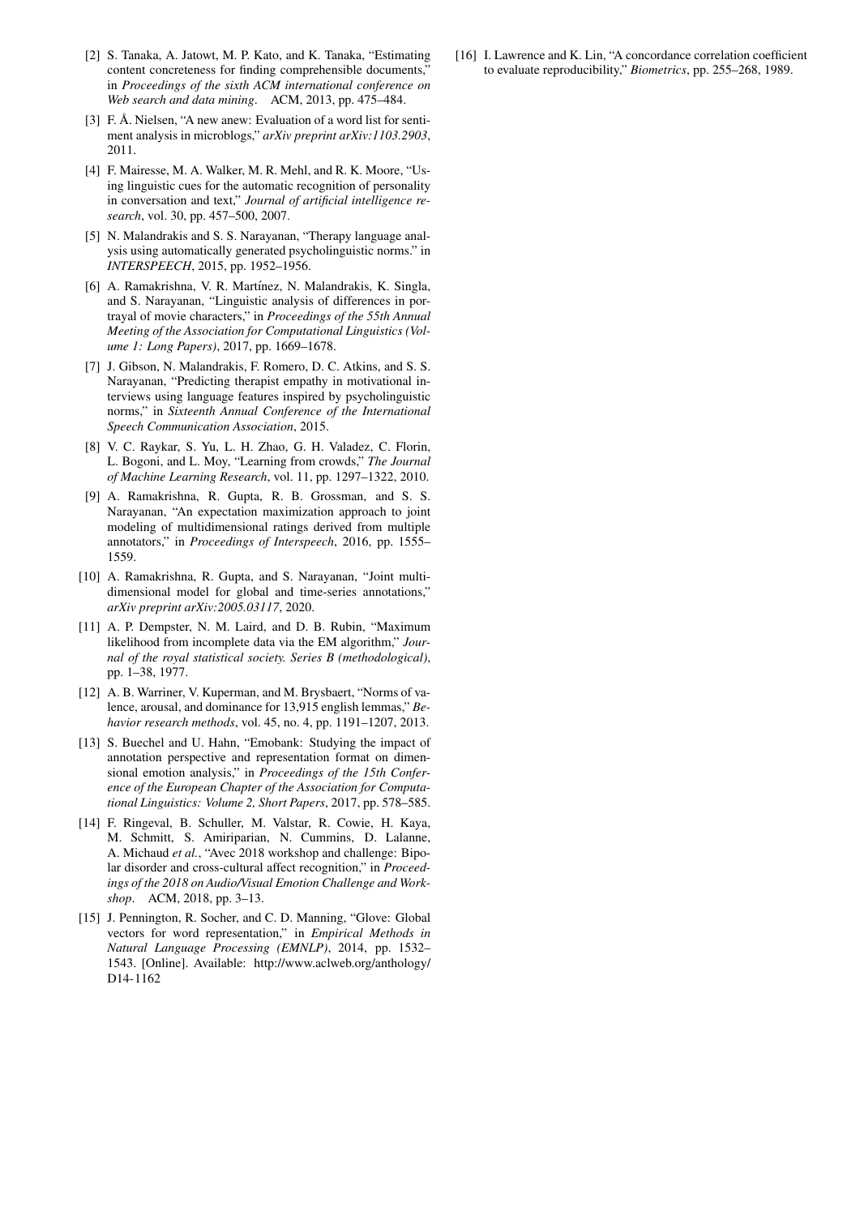[2] S. Tanaka, A. Jatowt, M. P. Kato, and K. Tanaka, "Estimating content concreteness for finding comprehensible documents," in *Proceedings of the sixth ACM international conference on Web search and data mining*. ACM, 2013, pp. 475–484.

[3] F. Å. Nielsen, "A new anew: Evaluation of a word list for sentiment analysis in microblogs," *arXiv preprint arXiv:1103.2903*, 2011.

[4] F. Mairesse, M. A. Walker, M. R. Mehl, and R. K. Moore, "Using linguistic cues for the automatic recognition of personality in conversation and text," *Journal of artificial intelligence research*, vol. 30, pp. 457–500, 2007.

[5] N. Malandrakis and S. S. Narayanan, "Therapy language analysis using automatically generated psycholinguistic norms." in *INTERSPEECH*, 2015, pp. 1952–1956.

[6] A. Ramakrishna, V. R. Martínez, N. Malandrakis, K. Singla, and S. Narayanan, "Linguistic analysis of differences in portrayal of movie characters," in *Proceedings of the 55th Annual Meeting of the Association for Computational Linguistics (Volume 1: Long Papers)*, 2017, pp. 1669–1678.

[7] J. Gibson, N. Malandrakis, F. Romero, D. C. Atkins, and S. S. Narayanan, "Predicting therapist empathy in motivational interviews using language features inspired by psycholinguistic norms," in *Sixteenth Annual Conference of the International Speech Communication Association*, 2015.

[8] V. C. Raykar, S. Yu, L. H. Zhao, G. H. Valadez, C. Florin, L. Bogoni, and L. Moy, "Learning from crowds," *The Journal of Machine Learning Research*, vol. 11, pp. 1297–1322, 2010.

[9] A. Ramakrishna, R. Gupta, R. B. Grossman, and S. S. Narayanan, "An expectation maximization approach to joint modeling of multidimensional ratings derived from multiple annotators," in *Proceedings of Interspeech*, 2016, pp. 1555–1559.

[10] A. Ramakrishna, R. Gupta, and S. Narayanan, "Joint multidimensional model for global and time-series annotations," *arXiv preprint arXiv:2005.03117*, 2020.

[11] A. P. Dempster, N. M. Laird, and D. B. Rubin, "Maximum likelihood from incomplete data via the EM algorithm," *Journal of the royal statistical society. Series B (methodological)*, pp. 1–38, 1977.

[12] A. B. Warriner, V. Kuperman, and M. Brysbaert, "Norms of valence, arousal, and dominance for 13,915 english lemmas," *Behavior research methods*, vol. 45, no. 4, pp. 1191–1207, 2013.

[13] S. Buechel and U. Hahn, "Emobank: Studying the impact of annotation perspective and representation format on dimensional emotion analysis," in *Proceedings of the 15th Conference of the European Chapter of the Association for Computational Linguistics: Volume 2, Short Papers*, 2017, pp. 578–585.

[14] F. Ringeval, B. Schuller, M. Valstar, R. Cowie, H. Kaya, M. Schmitt, S. Amiriparian, N. Cummins, D. Lalanne, A. Michaud *et al.*, "Avec 2018 workshop and challenge: Bipolar disorder and cross-cultural affect recognition," in *Proceedings of the 2018 on Audio/Visual Emotion Challenge and Workshop*. ACM, 2018, pp. 3–13.

[15] J. Pennington, R. Socher, and C. D. Manning, "Glove: Global vectors for word representation," in *Empirical Methods in Natural Language Processing (EMNLP)*, 2014, pp. 1532–1543. [Online]. Available: http://www.aclweb.org/anthology/D14-1162

[16] I. Lawrence and K. Lin, "A concordance correlation coefficient to evaluate reproducibility," *Biometrics*, pp. 255–268, 1989.